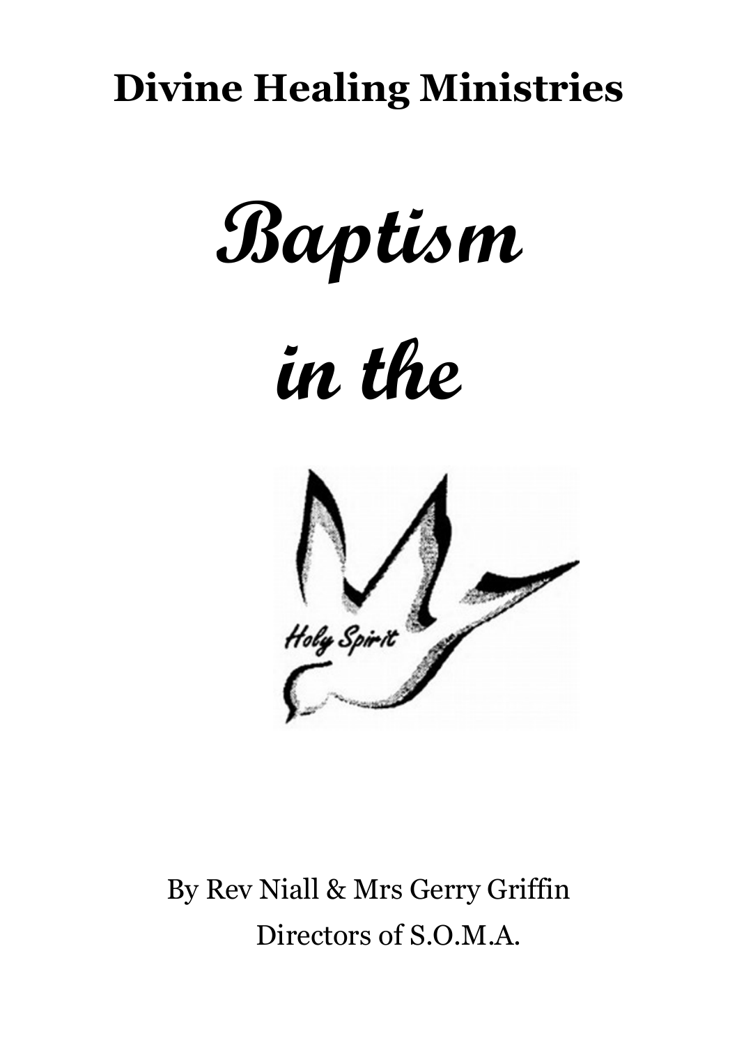**Divine Healing Ministries**

# *Baptism in the*

Holy Spirit

By Rev Niall & Mrs Gerry Griffin
Directors of S.O.M.A.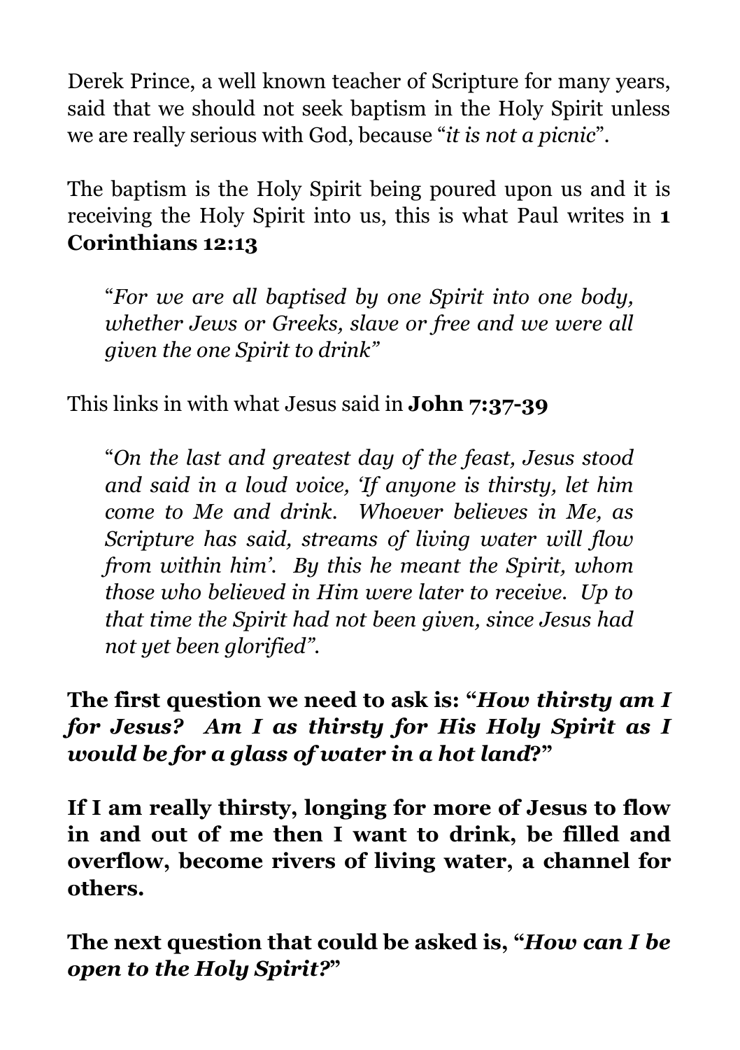Derek Prince, a well known teacher of Scripture for many years, said that we should not seek baptism in the Holy Spirit unless we are really serious with God, because "*it is not a picnic*".

The baptism is the Holy Spirit being poured upon us and it is receiving the Holy Spirit into us, this is what Paul writes in **1 Corinthians 12:13**

> "*For we are all baptised by one Spirit into one body, whether Jews or Greeks, slave or free and we were all given the one Spirit to drink*"

This links in with what Jesus said in **John 7:37-39**

> "*On the last and greatest day of the feast, Jesus stood and said in a loud voice, 'If anyone is thirsty, let him come to Me and drink. Whoever believes in Me, as Scripture has said, streams of living water will flow from within him'. By this he meant the Spirit, whom those who believed in Him were later to receive. Up to that time the Spirit had not been given, since Jesus had not yet been glorified*".

**The first question we need to ask is: "*How thirsty am I for Jesus? Am I as thirsty for His Holy Spirit as I would be for a glass of water in a hot land*?"**

**If I am really thirsty, longing for more of Jesus to flow in and out of me then I want to drink, be filled and overflow, become rivers of living water, a channel for others.**

**The next question that could be asked is, "*How can I be open to the Holy Spirit?*"**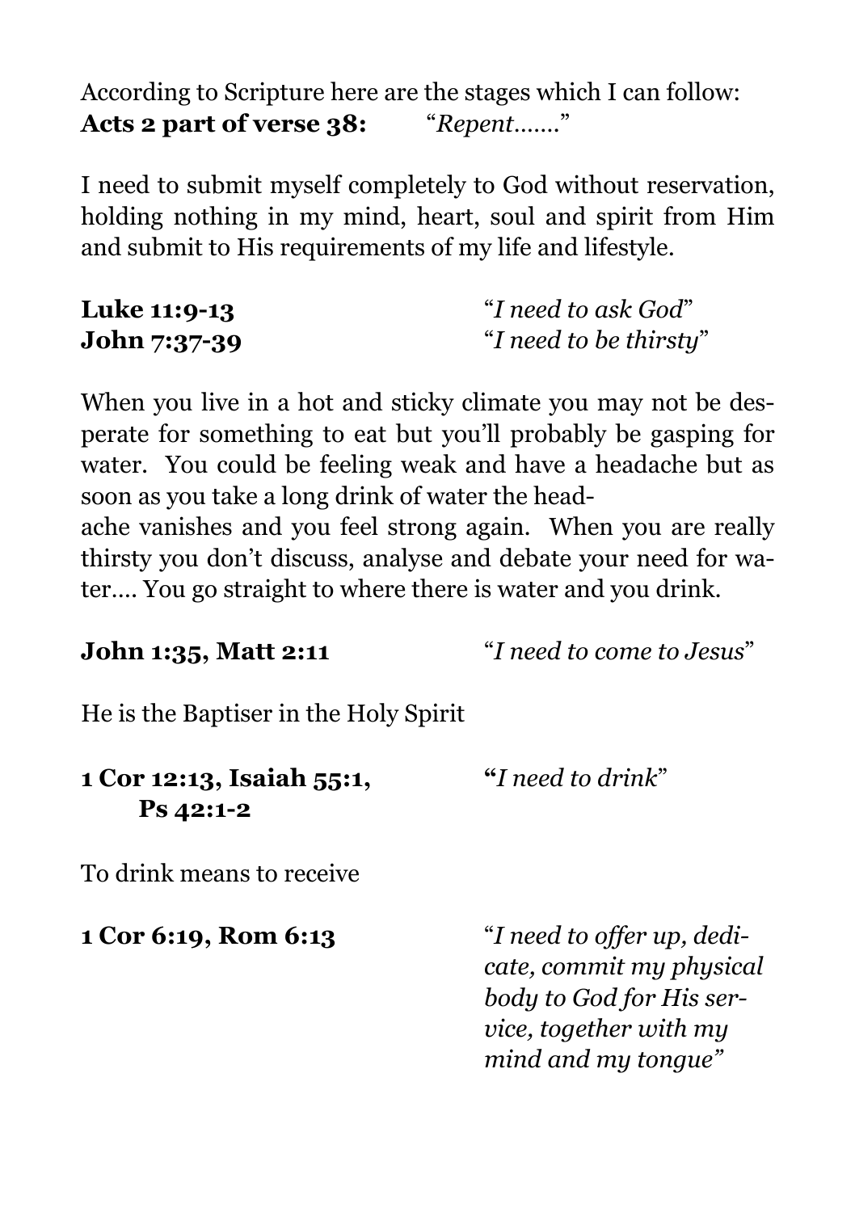According to Scripture here are the stages which I can follow:
**Acts 2 part of verse 38:** "*Repent…….*"

I need to submit myself completely to God without reservation, holding nothing in my mind, heart, soul and spirit from Him and submit to His requirements of my life and lifestyle.

**Luke 11:9-13** "*I need to ask God*"
**John 7:37-39** "*I need to be thirsty*"

When you live in a hot and sticky climate you may not be desperate for something to eat but you'll probably be gasping for water. You could be feeling weak and have a headache but as soon as you take a long drink of water the headache vanishes and you feel strong again. When you are really thirsty you don't discuss, analyse and debate your need for water…. You go straight to where there is water and you drink.

**John 1:35, Matt 2:11** "*I need to come to Jesus*"

He is the Baptiser in the Holy Spirit

**1 Cor 12:13, Isaiah 55:1, Ps 42:1-2** "*I need to drink*"

To drink means to receive

**1 Cor 6:19, Rom 6:13** "*I need to offer up, dedicate, commit my physical body to God for His service, together with my mind and my tongue*"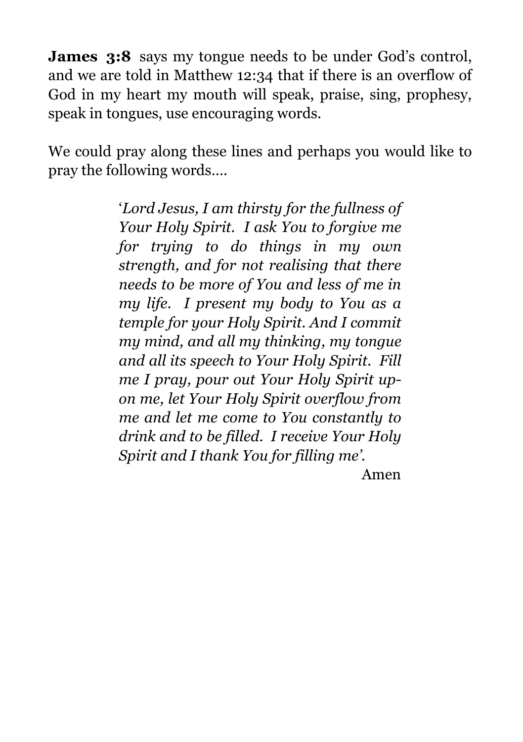**James 3:8** says my tongue needs to be under God's control, and we are told in Matthew 12:34 that if there is an overflow of God in my heart my mouth will speak, praise, sing, prophesy, speak in tongues, use encouraging words.

We could pray along these lines and perhaps you would like to pray the following words....

> '*Lord Jesus, I am thirsty for the fullness of Your Holy Spirit. I ask You to forgive me for trying to do things in my own strength, and for not realising that there needs to be more of You and less of me in my life. I present my body to You as a temple for your Holy Spirit. And I commit my mind, and all my thinking, my tongue and all its speech to Your Holy Spirit. Fill me I pray, pour out Your Holy Spirit upon me, let Your Holy Spirit overflow from me and let me come to You constantly to drink and to be filled. I receive Your Holy Spirit and I thank You for filling me*'.
>
> Amen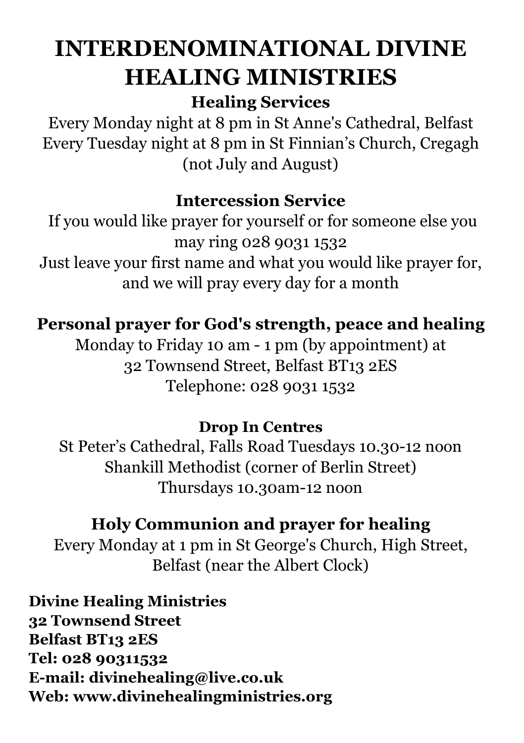# INTERDENOMINATIONAL DIVINE HEALING MINISTRIES

## Healing Services

Every Monday night at 8 pm in St Anne's Cathedral, Belfast
Every Tuesday night at 8 pm in St Finnian's Church, Cregagh
(not July and August)

## Intercession Service

If you would like prayer for yourself or for someone else you may ring 028 9031 1532
Just leave your first name and what you would like prayer for, and we will pray every day for a month

## Personal prayer for God's strength, peace and healing

Monday to Friday 10 am - 1 pm (by appointment) at
32 Townsend Street, Belfast BT13 2ES
Telephone: 028 9031 1532

## Drop In Centres

St Peter's Cathedral, Falls Road Tuesdays 10.30-12 noon
Shankill Methodist (corner of Berlin Street)
Thursdays 10.30am-12 noon

## Holy Communion and prayer for healing

Every Monday at 1 pm in St George's Church, High Street, Belfast (near the Albert Clock)

**Divine Healing Ministries**
**32 Townsend Street**
**Belfast BT13 2ES**
**Tel: 028 90311532**
**E-mail: divinehealing@live.co.uk**
**Web: www.divinehealingministries.org**